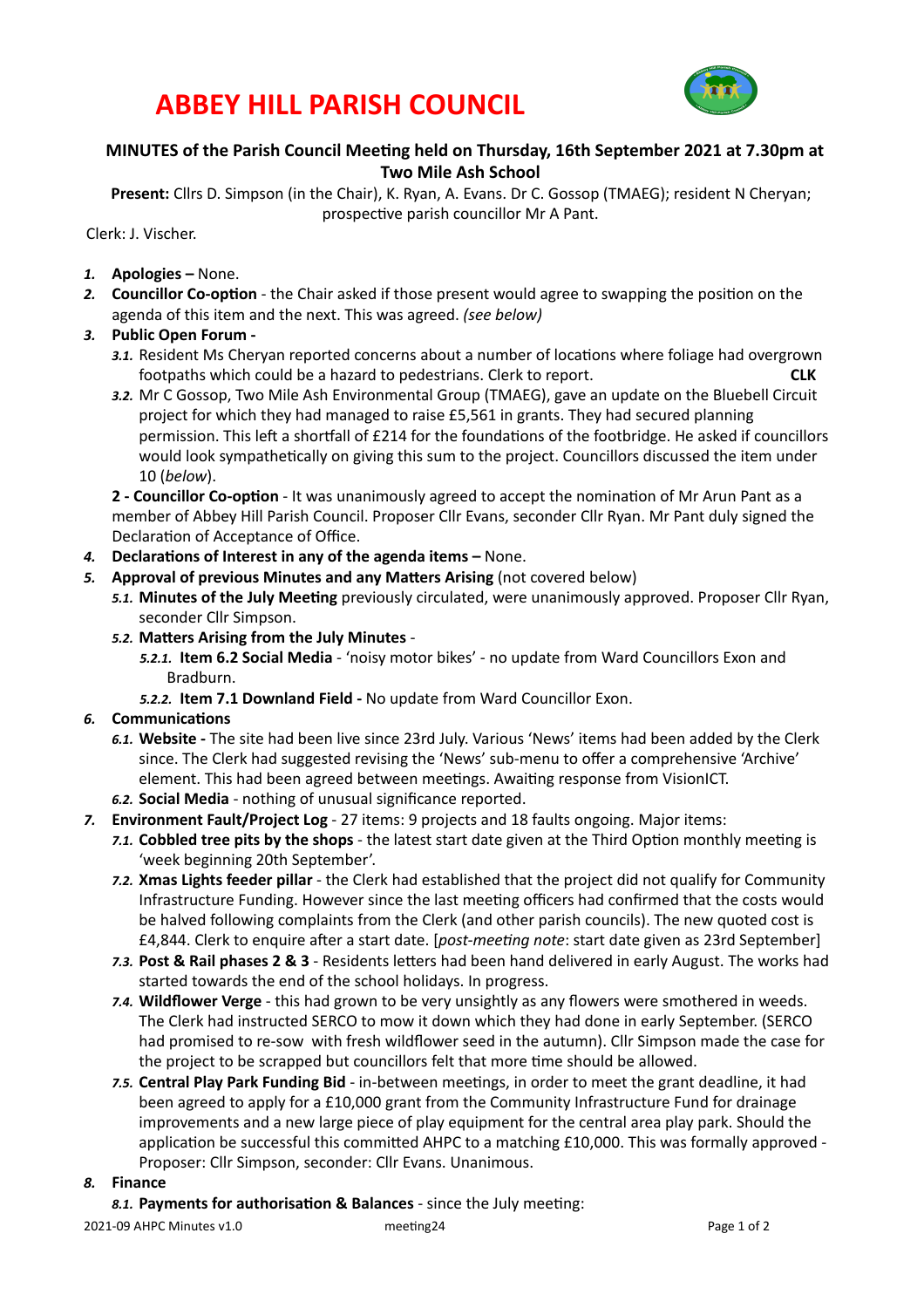# ABBEY HILL PARISH COUNCIL

**MINUTES of the Parish Council Meeting held on Thursday, 16th September 2021 at 7.30pm at Two Mile Ash School**

**Present:** Cllrs D. Simpson (in the Chair), K. Ryan, A. Evans. Dr C. Gossop (TMAEG); resident N Cheryan; prospective parish councillor Mr A Pant.

Clerk: J. Vischer.

1. **Apologies –** None.
2. **Councillor Co-option** - the Chair asked if those present would agree to swapping the position on the agenda of this item and the next. This was agreed. *(see below)*
3. **Public Open Forum -**
   - *3.1.* Resident Ms Cheryan reported concerns about a number of locations where foliage had overgrown footpaths which could be a hazard to pedestrians. Clerk to report. **CLK**
   - *3.2.* Mr C Gossop, Two Mile Ash Environmental Group (TMAEG), gave an update on the Bluebell Circuit project for which they had managed to raise £5,561 in grants. They had secured planning permission. This left a shortfall of £214 for the foundations of the footbridge. He asked if councillors would look sympathetically on giving this sum to the project. Councillors discussed the item under 10 (*below*).

   **2 - Councillor Co-option** - It was unanimously agreed to accept the nomination of Mr Arun Pant as a member of Abbey Hill Parish Council. Proposer Cllr Evans, seconder Cllr Ryan. Mr Pant duly signed the Declaration of Acceptance of Office.
4. **Declarations of Interest in any of the agenda items –** None.
5. **Approval of previous Minutes and any Matters Arising** (not covered below)
   - *5.1.* **Minutes of the July Meeting** previously circulated, were unanimously approved. Proposer Cllr Ryan, seconder Cllr Simpson.
   - *5.2.* **Matters Arising from the July Minutes** -
     - *5.2.1.* **Item 6.2 Social Media** - 'noisy motor bikes' - no update from Ward Councillors Exon and Bradburn.
     - *5.2.2.* **Item 7.1 Downland Field -** No update from Ward Councillor Exon.
6. **Communications**
   - *6.1.* **Website -** The site had been live since 23rd July. Various 'News' items had been added by the Clerk since. The Clerk had suggested revising the 'News' sub-menu to offer a comprehensive 'Archive' element. This had been agreed between meetings. Awaiting response from VisionICT.
   - *6.2.* **Social Media** - nothing of unusual significance reported.
7. **Environment Fault/Project Log** - 27 items: 9 projects and 18 faults ongoing. Major items:
   - *7.1.* **Cobbled tree pits by the shops** - the latest start date given at the Third Option monthly meeting is 'week beginning 20th September'.
   - *7.2.* **Xmas Lights feeder pillar** - the Clerk had established that the project did not qualify for Community Infrastructure Funding. However since the last meeting officers had confirmed that the costs would be halved following complaints from the Clerk (and other parish councils). The new quoted cost is £4,844. Clerk to enquire after a start date. [*post-meeting note*: start date given as 23rd September]
   - *7.3.* **Post & Rail phases 2 & 3** - Residents letters had been hand delivered in early August. The works had started towards the end of the school holidays. In progress.
   - *7.4.* **Wildflower Verge** - this had grown to be very unsightly as any flowers were smothered in weeds. The Clerk had instructed SERCO to mow it down which they had done in early September. (SERCO had promised to re-sow with fresh wildflower seed in the autumn). Cllr Simpson made the case for the project to be scrapped but councillors felt that more time should be allowed.
   - *7.5.* **Central Play Park Funding Bid** - in-between meetings, in order to meet the grant deadline, it had been agreed to apply for a £10,000 grant from the Community Infrastructure Fund for drainage improvements and a new large piece of play equipment for the central area play park. Should the application be successful this committed AHPC to a matching £10,000. This was formally approved - Proposer: Cllr Simpson, seconder: Cllr Evans. Unanimous.
8. **Finance**
   - *8.1.* **Payments for authorisation & Balances** - since the July meeting: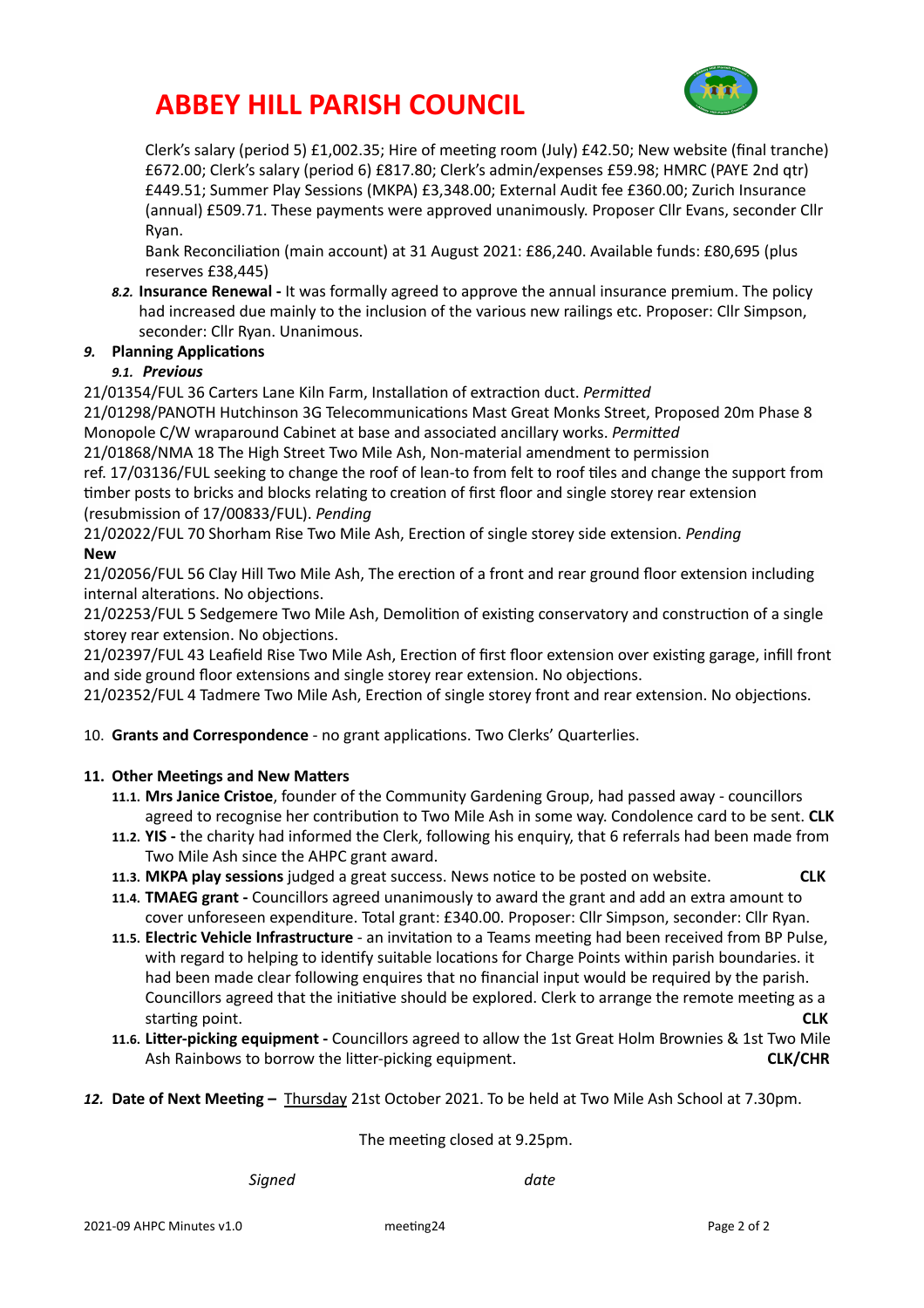# ABBEY HILL PARISH COUNCIL

Clerk's salary (period 5) £1,002.35; Hire of meeting room (July) £42.50; New website (final tranche) £672.00; Clerk's salary (period 6) £817.80; Clerk's admin/expenses £59.98; HMRC (PAYE 2nd qtr) £449.51; Summer Play Sessions (MKPA) £3,348.00; External Audit fee £360.00; Zurich Insurance (annual) £509.71. These payments were approved unanimously. Proposer Cllr Evans, seconder Cllr Ryan.

Bank Reconciliation (main account) at 31 August 2021: £86,240. Available funds: £80,695 (plus reserves £38,445)

*8.2.* **Insurance Renewal -** It was formally agreed to approve the annual insurance premium. The policy had increased due mainly to the inclusion of the various new railings etc. Proposer: Cllr Simpson, seconder: Cllr Ryan. Unanimous.

*9.* **Planning Applications**

*9.1.* ***Previous***

21/01354/FUL 36 Carters Lane Kiln Farm, Installation of extraction duct. *Permitted*

21/01298/PANOTH Hutchinson 3G Telecommunications Mast Great Monks Street, Proposed 20m Phase 8 Monopole C/W wraparound Cabinet at base and associated ancillary works. *Permitted*

21/01868/NMA 18 The High Street Two Mile Ash, Non-material amendment to permission ref. 17/03136/FUL seeking to change the roof of lean-to from felt to roof tiles and change the support from timber posts to bricks and blocks relating to creation of first floor and single storey rear extension (resubmission of 17/00833/FUL). *Pending*

21/02022/FUL 70 Shorham Rise Two Mile Ash, Erection of single storey side extension. *Pending*

**New**

21/02056/FUL 56 Clay Hill Two Mile Ash, The erection of a front and rear ground floor extension including internal alterations. No objections.

21/02253/FUL 5 Sedgemere Two Mile Ash, Demolition of existing conservatory and construction of a single storey rear extension. No objections.

21/02397/FUL 43 Leafield Rise Two Mile Ash, Erection of first floor extension over existing garage, infill front and side ground floor extensions and single storey rear extension. No objections.

21/02352/FUL 4 Tadmere Two Mile Ash, Erection of single storey front and rear extension. No objections.

10. **Grants and Correspondence** - no grant applications. Two Clerks' Quarterlies.

11. **Other Meetings and New Matters**

**11.1.** **Mrs Janice Cristoe**, founder of the Community Gardening Group, had passed away - councillors agreed to recognise her contribution to Two Mile Ash in some way. Condolence card to be sent. **CLK**

**11.2.** **YIS -** the charity had informed the Clerk, following his enquiry, that 6 referrals had been made from Two Mile Ash since the AHPC grant award.

**11.3.** **MKPA play sessions** judged a great success. News notice to be posted on website. **CLK**

**11.4.** **TMAEG grant -** Councillors agreed unanimously to award the grant and add an extra amount to cover unforeseen expenditure. Total grant: £340.00. Proposer: Cllr Simpson, seconder: Cllr Ryan.

**11.5.** **Electric Vehicle Infrastructure** - an invitation to a Teams meeting had been received from BP Pulse, with regard to helping to identify suitable locations for Charge Points within parish boundaries. it had been made clear following enquires that no financial input would be required by the parish. Councillors agreed that the initiative should be explored. Clerk to arrange the remote meeting as a starting point. **CLK**

**11.6.** **Litter-picking equipment -** Councillors agreed to allow the 1st Great Holm Brownies & 1st Two Mile Ash Rainbows to borrow the litter-picking equipment. **CLK/CHR**

*12.* **Date of Next Meeting –** Thursday 21st October 2021. To be held at Two Mile Ash School at 7.30pm.

The meeting closed at 9.25pm.

*Signed* *date*

2021-09 AHPC Minutes v1.0 meeting24